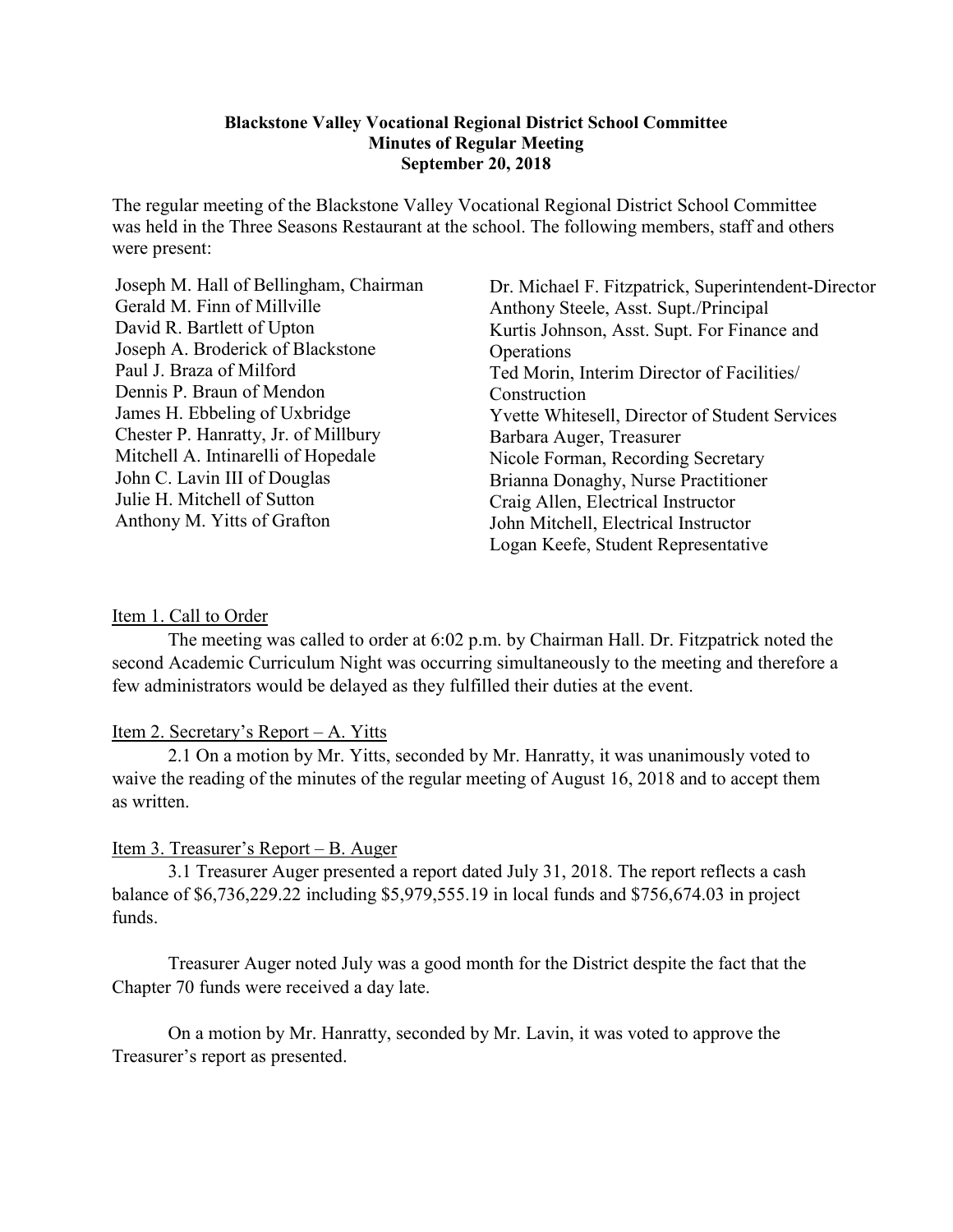**Blackstone Valley Vocational Regional District School Committee**
**Minutes of Regular Meeting**
**September 20, 2018**

The regular meeting of the Blackstone Valley Vocational Regional District School Committee was held in the Three Seasons Restaurant at the school. The following members, staff and others were present:

Joseph M. Hall of Bellingham, Chairman
Gerald M. Finn of Millville
David R. Bartlett of Upton
Joseph A. Broderick of Blackstone
Paul J. Braza of Milford
Dennis P. Braun of Mendon
James H. Ebbeling of Uxbridge
Chester P. Hanratty, Jr. of Millbury
Mitchell A. Intinarelli of Hopedale
John C. Lavin III of Douglas
Julie H. Mitchell of Sutton
Anthony M. Yitts of Grafton

Dr. Michael F. Fitzpatrick, Superintendent-Director
Anthony Steele, Asst. Supt./Principal
Kurtis Johnson, Asst. Supt. For Finance and Operations
Ted Morin, Interim Director of Facilities/ Construction
Yvette Whitesell, Director of Student Services
Barbara Auger, Treasurer
Nicole Forman, Recording Secretary
Brianna Donaghy, Nurse Practitioner
Craig Allen, Electrical Instructor
John Mitchell, Electrical Instructor
Logan Keefe, Student Representative

Item 1. Call to Order

The meeting was called to order at 6:02 p.m. by Chairman Hall. Dr. Fitzpatrick noted the second Academic Curriculum Night was occurring simultaneously to the meeting and therefore a few administrators would be delayed as they fulfilled their duties at the event.

Item 2. Secretary's Report – A. Yitts

2.1 On a motion by Mr. Yitts, seconded by Mr. Hanratty, it was unanimously voted to waive the reading of the minutes of the regular meeting of August 16, 2018 and to accept them as written.

Item 3. Treasurer's Report – B. Auger

3.1 Treasurer Auger presented a report dated July 31, 2018. The report reflects a cash balance of $6,736,229.22 including $5,979,555.19 in local funds and $756,674.03 in project funds.

Treasurer Auger noted July was a good month for the District despite the fact that the Chapter 70 funds were received a day late.

On a motion by Mr. Hanratty, seconded by Mr. Lavin, it was voted to approve the Treasurer's report as presented.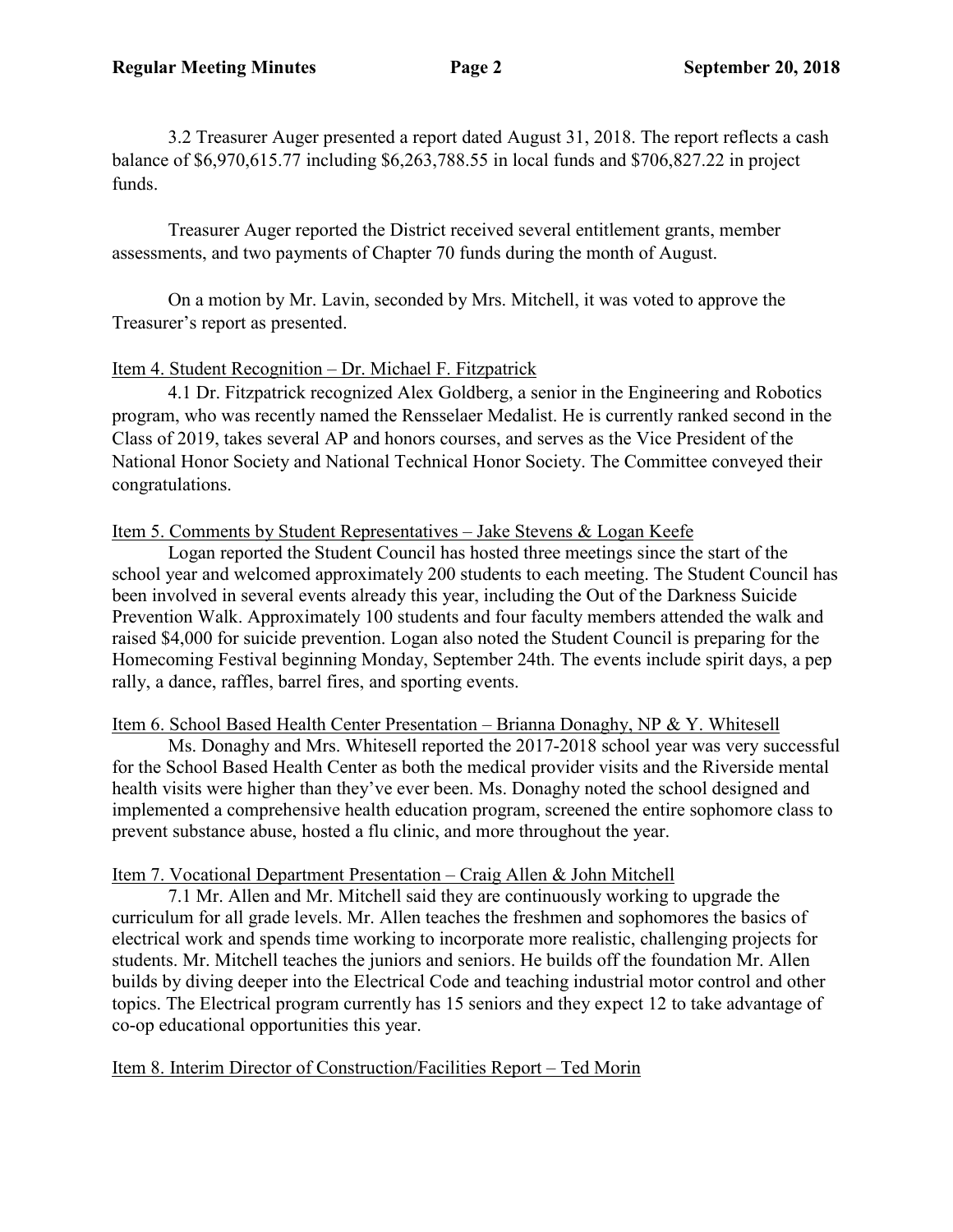3.2 Treasurer Auger presented a report dated August 31, 2018. The report reflects a cash balance of $6,970,615.77 including $6,263,788.55 in local funds and $706,827.22 in project funds.

Treasurer Auger reported the District received several entitlement grants, member assessments, and two payments of Chapter 70 funds during the month of August.

On a motion by Mr. Lavin, seconded by Mrs. Mitchell, it was voted to approve the Treasurer's report as presented.

Item 4. Student Recognition – Dr. Michael F. Fitzpatrick

4.1 Dr. Fitzpatrick recognized Alex Goldberg, a senior in the Engineering and Robotics program, who was recently named the Rensselaer Medalist. He is currently ranked second in the Class of 2019, takes several AP and honors courses, and serves as the Vice President of the National Honor Society and National Technical Honor Society. The Committee conveyed their congratulations.

Item 5. Comments by Student Representatives – Jake Stevens & Logan Keefe

Logan reported the Student Council has hosted three meetings since the start of the school year and welcomed approximately 200 students to each meeting. The Student Council has been involved in several events already this year, including the Out of the Darkness Suicide Prevention Walk. Approximately 100 students and four faculty members attended the walk and raised $4,000 for suicide prevention. Logan also noted the Student Council is preparing for the Homecoming Festival beginning Monday, September 24th. The events include spirit days, a pep rally, a dance, raffles, barrel fires, and sporting events.

Item 6. School Based Health Center Presentation – Brianna Donaghy, NP & Y. Whitesell

Ms. Donaghy and Mrs. Whitesell reported the 2017-2018 school year was very successful for the School Based Health Center as both the medical provider visits and the Riverside mental health visits were higher than they've ever been. Ms. Donaghy noted the school designed and implemented a comprehensive health education program, screened the entire sophomore class to prevent substance abuse, hosted a flu clinic, and more throughout the year.

Item 7. Vocational Department Presentation – Craig Allen & John Mitchell

7.1 Mr. Allen and Mr. Mitchell said they are continuously working to upgrade the curriculum for all grade levels. Mr. Allen teaches the freshmen and sophomores the basics of electrical work and spends time working to incorporate more realistic, challenging projects for students. Mr. Mitchell teaches the juniors and seniors. He builds off the foundation Mr. Allen builds by diving deeper into the Electrical Code and teaching industrial motor control and other topics. The Electrical program currently has 15 seniors and they expect 12 to take advantage of co-op educational opportunities this year.

Item 8. Interim Director of Construction/Facilities Report – Ted Morin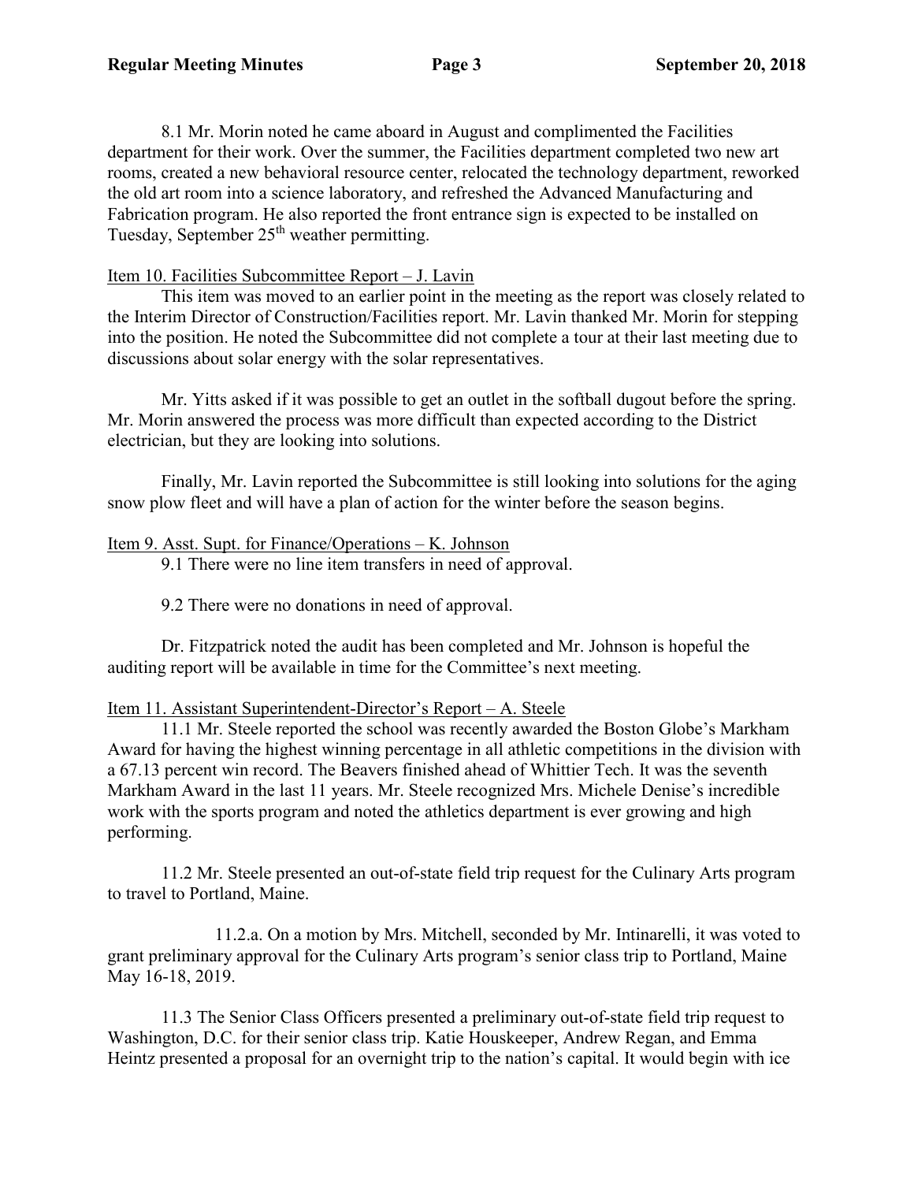8.1 Mr. Morin noted he came aboard in August and complimented the Facilities department for their work. Over the summer, the Facilities department completed two new art rooms, created a new behavioral resource center, relocated the technology department, reworked the old art room into a science laboratory, and refreshed the Advanced Manufacturing and Fabrication program. He also reported the front entrance sign is expected to be installed on Tuesday, September 25th weather permitting.

Item 10. Facilities Subcommittee Report – J. Lavin

This item was moved to an earlier point in the meeting as the report was closely related to the Interim Director of Construction/Facilities report. Mr. Lavin thanked Mr. Morin for stepping into the position. He noted the Subcommittee did not complete a tour at their last meeting due to discussions about solar energy with the solar representatives.

Mr. Yitts asked if it was possible to get an outlet in the softball dugout before the spring. Mr. Morin answered the process was more difficult than expected according to the District electrician, but they are looking into solutions.

Finally, Mr. Lavin reported the Subcommittee is still looking into solutions for the aging snow plow fleet and will have a plan of action for the winter before the season begins.

Item 9. Asst. Supt. for Finance/Operations – K. Johnson

9.1 There were no line item transfers in need of approval.

9.2 There were no donations in need of approval.

Dr. Fitzpatrick noted the audit has been completed and Mr. Johnson is hopeful the auditing report will be available in time for the Committee's next meeting.

Item 11. Assistant Superintendent-Director's Report – A. Steele

11.1 Mr. Steele reported the school was recently awarded the Boston Globe's Markham Award for having the highest winning percentage in all athletic competitions in the division with a 67.13 percent win record. The Beavers finished ahead of Whittier Tech. It was the seventh Markham Award in the last 11 years. Mr. Steele recognized Mrs. Michele Denise's incredible work with the sports program and noted the athletics department is ever growing and high performing.

11.2 Mr. Steele presented an out-of-state field trip request for the Culinary Arts program to travel to Portland, Maine.

11.2.a. On a motion by Mrs. Mitchell, seconded by Mr. Intinarelli, it was voted to grant preliminary approval for the Culinary Arts program's senior class trip to Portland, Maine May 16-18, 2019.

11.3 The Senior Class Officers presented a preliminary out-of-state field trip request to Washington, D.C. for their senior class trip. Katie Houskeeper, Andrew Regan, and Emma Heintz presented a proposal for an overnight trip to the nation's capital. It would begin with ice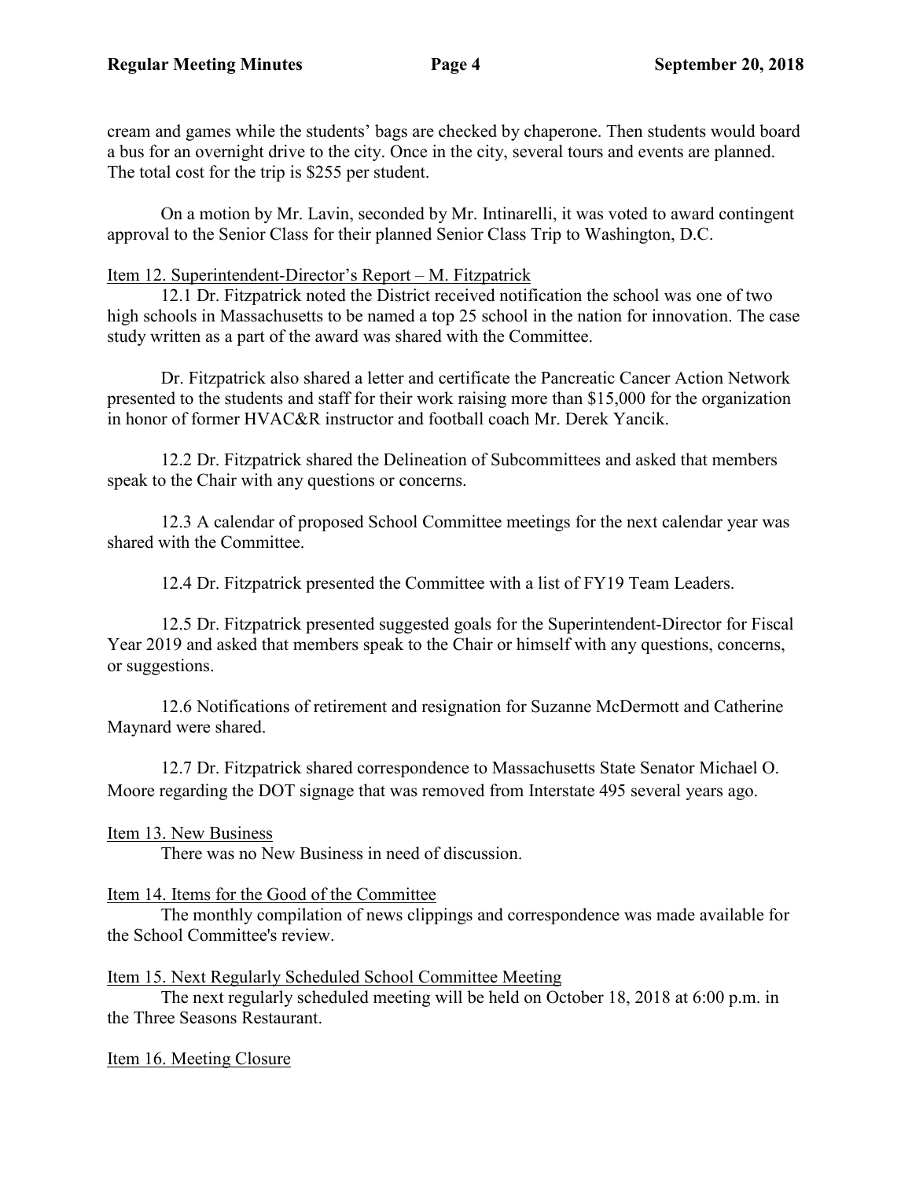cream and games while the students' bags are checked by chaperone. Then students would board a bus for an overnight drive to the city. Once in the city, several tours and events are planned. The total cost for the trip is $255 per student.

On a motion by Mr. Lavin, seconded by Mr. Intinarelli, it was voted to award contingent approval to the Senior Class for their planned Senior Class Trip to Washington, D.C.

Item 12. Superintendent-Director's Report – M. Fitzpatrick

12.1 Dr. Fitzpatrick noted the District received notification the school was one of two high schools in Massachusetts to be named a top 25 school in the nation for innovation. The case study written as a part of the award was shared with the Committee.

Dr. Fitzpatrick also shared a letter and certificate the Pancreatic Cancer Action Network presented to the students and staff for their work raising more than $15,000 for the organization in honor of former HVAC&R instructor and football coach Mr. Derek Yancik.

12.2 Dr. Fitzpatrick shared the Delineation of Subcommittees and asked that members speak to the Chair with any questions or concerns.

12.3 A calendar of proposed School Committee meetings for the next calendar year was shared with the Committee.

12.4 Dr. Fitzpatrick presented the Committee with a list of FY19 Team Leaders.

12.5 Dr. Fitzpatrick presented suggested goals for the Superintendent-Director for Fiscal Year 2019 and asked that members speak to the Chair or himself with any questions, concerns, or suggestions.

12.6 Notifications of retirement and resignation for Suzanne McDermott and Catherine Maynard were shared.

12.7 Dr. Fitzpatrick shared correspondence to Massachusetts State Senator Michael O. Moore regarding the DOT signage that was removed from Interstate 495 several years ago.

Item 13. New Business

There was no New Business in need of discussion.

Item 14. Items for the Good of the Committee

The monthly compilation of news clippings and correspondence was made available for the School Committee's review.

Item 15. Next Regularly Scheduled School Committee Meeting

The next regularly scheduled meeting will be held on October 18, 2018 at 6:00 p.m. in the Three Seasons Restaurant.

Item 16. Meeting Closure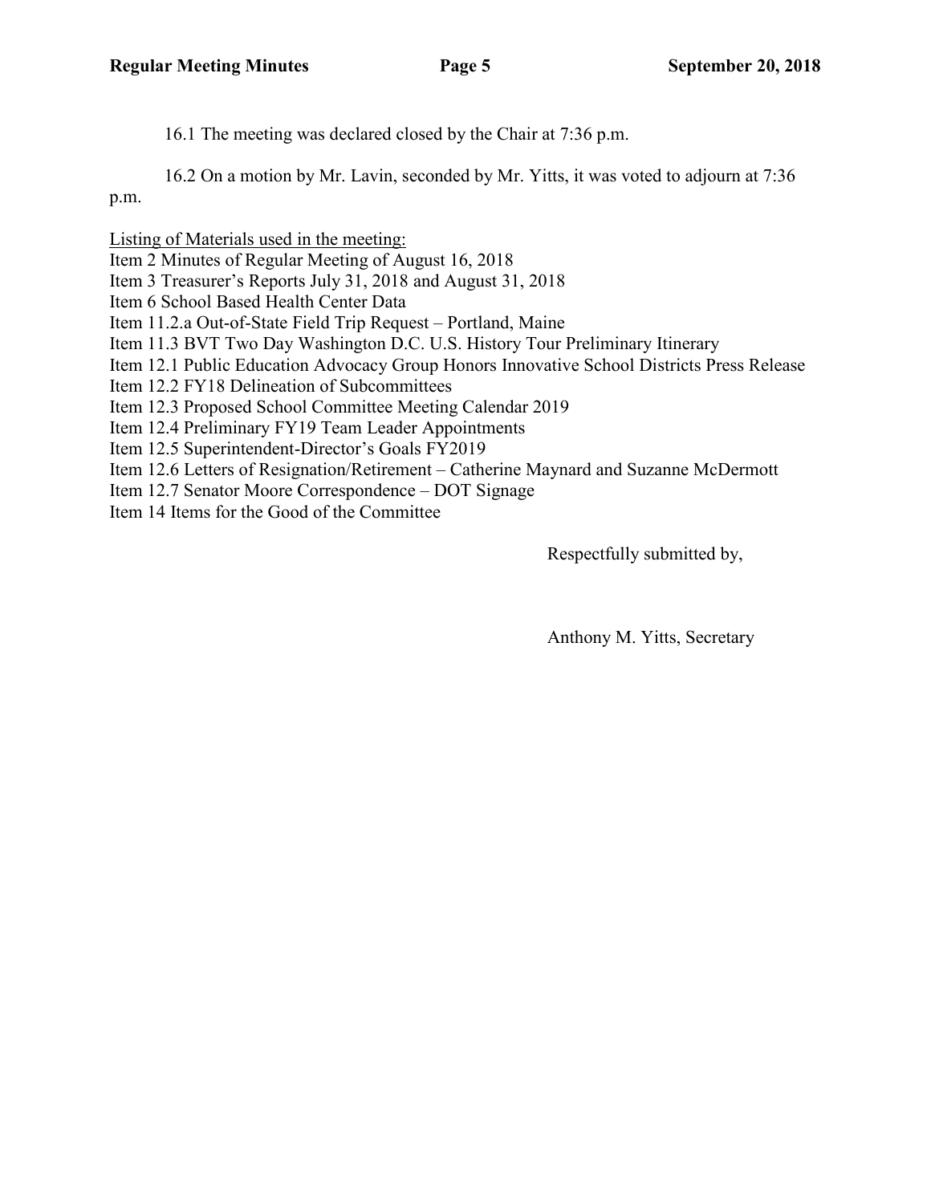16.1 The meeting was declared closed by the Chair at 7:36 p.m.

16.2 On a motion by Mr. Lavin, seconded by Mr. Yitts, it was voted to adjourn at 7:36 p.m.

Listing of Materials used in the meeting:
Item 2 Minutes of Regular Meeting of August 16, 2018
Item 3 Treasurer's Reports July 31, 2018 and August 31, 2018
Item 6 School Based Health Center Data
Item 11.2.a Out-of-State Field Trip Request – Portland, Maine
Item 11.3 BVT Two Day Washington D.C. U.S. History Tour Preliminary Itinerary
Item 12.1 Public Education Advocacy Group Honors Innovative School Districts Press Release
Item 12.2 FY18 Delineation of Subcommittees
Item 12.3 Proposed School Committee Meeting Calendar 2019
Item 12.4 Preliminary FY19 Team Leader Appointments
Item 12.5 Superintendent-Director's Goals FY2019
Item 12.6 Letters of Resignation/Retirement – Catherine Maynard and Suzanne McDermott
Item 12.7 Senator Moore Correspondence – DOT Signage
Item 14 Items for the Good of the Committee

Respectfully submitted by,

Anthony M. Yitts, Secretary